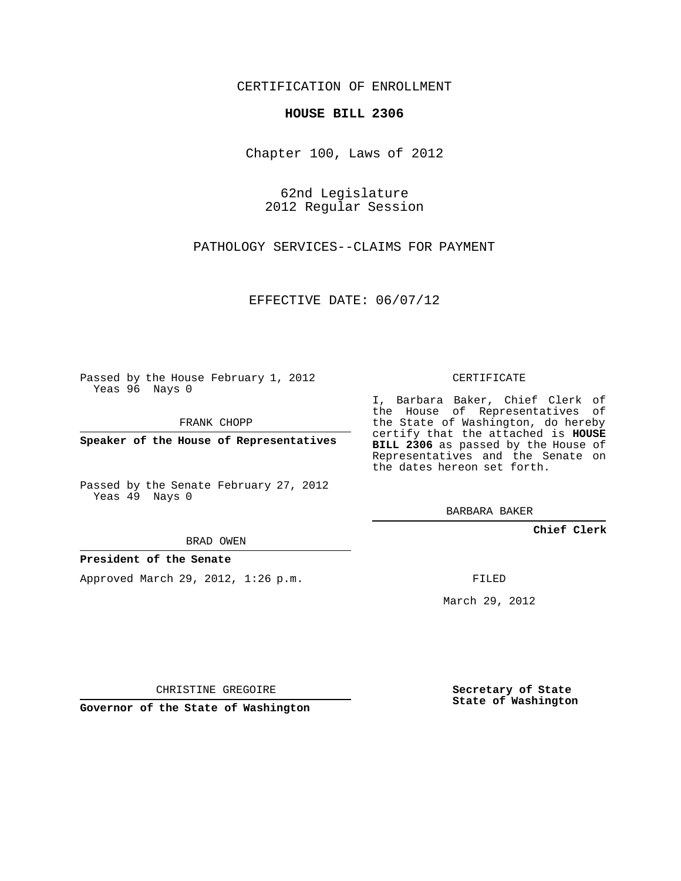CERTIFICATION OF ENROLLMENT

**HOUSE BILL 2306**

Chapter 100, Laws of 2012

62nd Legislature
2012 Regular Session

PATHOLOGY SERVICES--CLAIMS FOR PAYMENT

EFFECTIVE DATE: 06/07/12

Passed by the House February 1, 2012
Yeas 96 Nays 0

FRANK CHOPP

**Speaker of the House of Representatives**

Passed by the Senate February 27, 2012
Yeas 49 Nays 0

BRAD OWEN

**President of the Senate**

Approved March 29, 2012, 1:26 p.m.

CHRISTINE GREGOIRE

**Governor of the State of Washington**

CERTIFICATE

I, Barbara Baker, Chief Clerk of the House of Representatives of the State of Washington, do hereby certify that the attached is **HOUSE BILL 2306** as passed by the House of Representatives and the Senate on the dates hereon set forth.

BARBARA BAKER

**Chief Clerk**

FILED

March 29, 2012

**Secretary of State**
**State of Washington**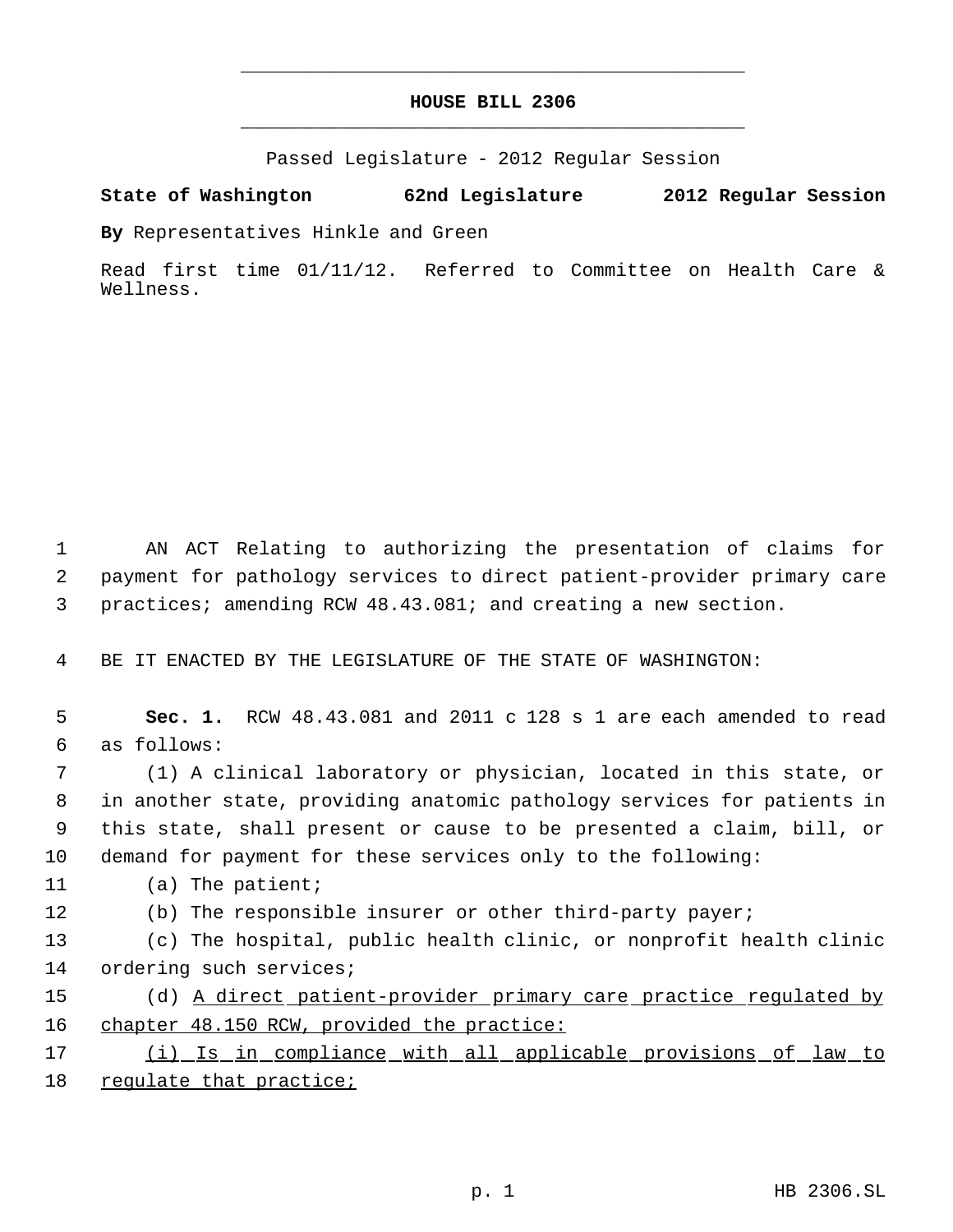# HOUSE BILL 2306

Passed Legislature - 2012 Regular Session

**State of Washington 62nd Legislature 2012 Regular Session**

**By** Representatives Hinkle and Green

Read first time 01/11/12. Referred to Committee on Health Care & Wellness.

AN ACT Relating to authorizing the presentation of claims for payment for pathology services to direct patient-provider primary care practices; amending RCW 48.43.081; and creating a new section.

BE IT ENACTED BY THE LEGISLATURE OF THE STATE OF WASHINGTON:

**Sec. 1.** RCW 48.43.081 and 2011 c 128 s 1 are each amended to read as follows:

(1) A clinical laboratory or physician, located in this state, or in another state, providing anatomic pathology services for patients in this state, shall present or cause to be presented a claim, bill, or demand for payment for these services only to the following:

(a) The patient;

(b) The responsible insurer or other third-party payer;

(c) The hospital, public health clinic, or nonprofit health clinic ordering such services;

(d) <u>A direct patient-provider primary care practice regulated by chapter 48.150 RCW, provided the practice:</u>

<u>(i) Is in compliance with all applicable provisions of law to regulate that practice;</u>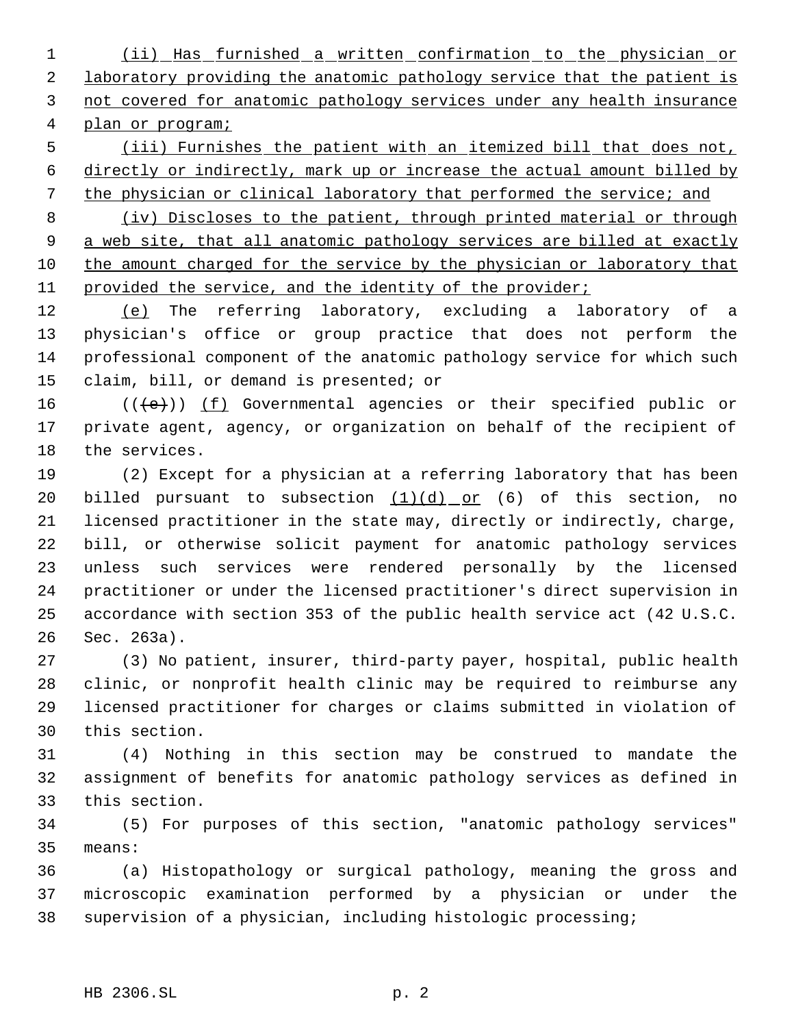(ii) Has furnished a written confirmation to the physician or laboratory providing the anatomic pathology service that the patient is not covered for anatomic pathology services under any health insurance plan or program;

(iii) Furnishes the patient with an itemized bill that does not, directly or indirectly, mark up or increase the actual amount billed by the physician or clinical laboratory that performed the service; and

(iv) Discloses to the patient, through printed material or through a web site, that all anatomic pathology services are billed at exactly the amount charged for the service by the physician or laboratory that provided the service, and the identity of the provider;

(e) The referring laboratory, excluding a laboratory of a physician's office or group practice that does not perform the professional component of the anatomic pathology service for which such claim, bill, or demand is presented; or

(((e))) (f) Governmental agencies or their specified public or private agent, agency, or organization on behalf of the recipient of the services.

(2) Except for a physician at a referring laboratory that has been billed pursuant to subsection (1)(d) or (6) of this section, no licensed practitioner in the state may, directly or indirectly, charge, bill, or otherwise solicit payment for anatomic pathology services unless such services were rendered personally by the licensed practitioner or under the licensed practitioner's direct supervision in accordance with section 353 of the public health service act (42 U.S.C. Sec. 263a).

(3) No patient, insurer, third-party payer, hospital, public health clinic, or nonprofit health clinic may be required to reimburse any licensed practitioner for charges or claims submitted in violation of this section.

(4) Nothing in this section may be construed to mandate the assignment of benefits for anatomic pathology services as defined in this section.

(5) For purposes of this section, "anatomic pathology services" means:

(a) Histopathology or surgical pathology, meaning the gross and microscopic examination performed by a physician or under the supervision of a physician, including histologic processing;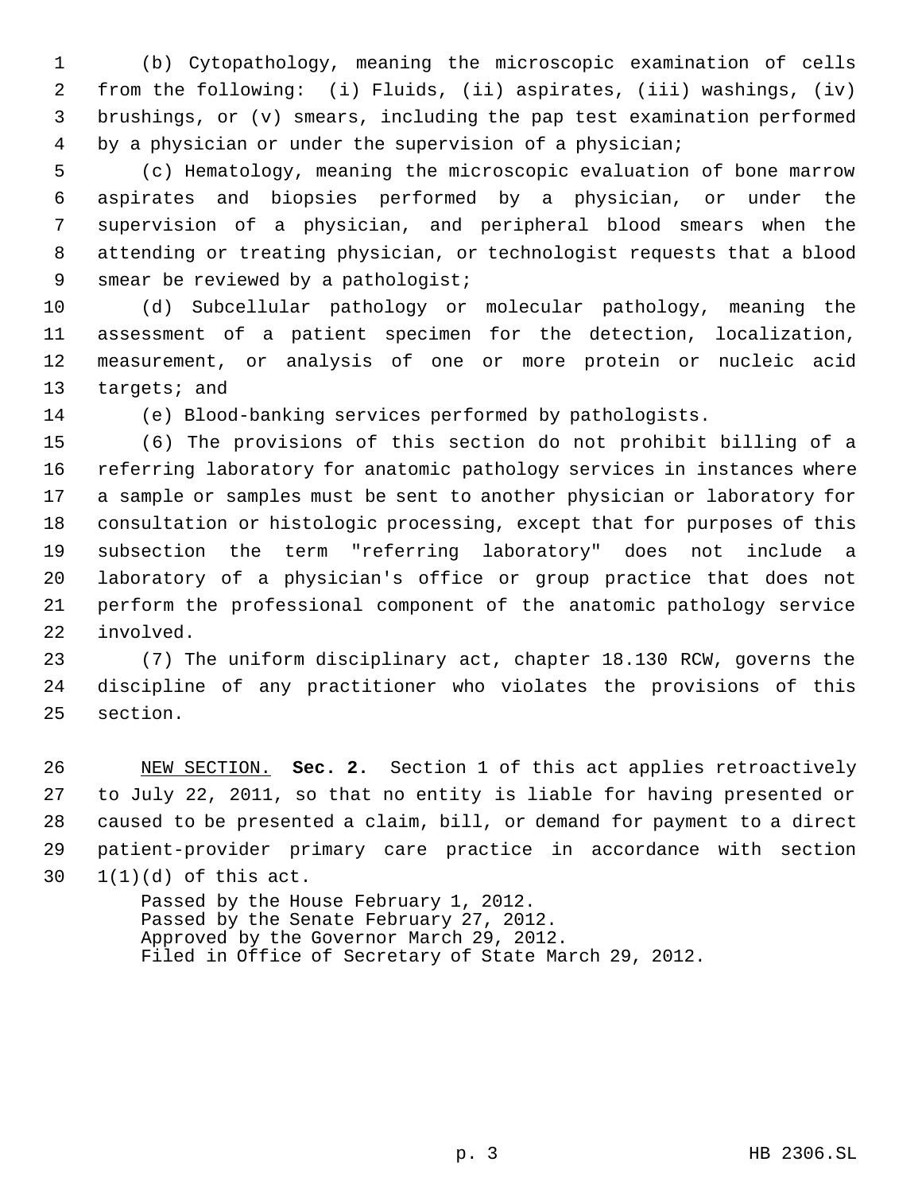(b) Cytopathology, meaning the microscopic examination of cells from the following: (i) Fluids, (ii) aspirates, (iii) washings, (iv) brushings, or (v) smears, including the pap test examination performed by a physician or under the supervision of a physician;

(c) Hematology, meaning the microscopic evaluation of bone marrow aspirates and biopsies performed by a physician, or under the supervision of a physician, and peripheral blood smears when the attending or treating physician, or technologist requests that a blood smear be reviewed by a pathologist;

(d) Subcellular pathology or molecular pathology, meaning the assessment of a patient specimen for the detection, localization, measurement, or analysis of one or more protein or nucleic acid targets; and

(e) Blood-banking services performed by pathologists.

(6) The provisions of this section do not prohibit billing of a referring laboratory for anatomic pathology services in instances where a sample or samples must be sent to another physician or laboratory for consultation or histologic processing, except that for purposes of this subsection the term "referring laboratory" does not include a laboratory of a physician's office or group practice that does not perform the professional component of the anatomic pathology service involved.

(7) The uniform disciplinary act, chapter 18.130 RCW, governs the discipline of any practitioner who violates the provisions of this section.

NEW SECTION. **Sec. 2.** Section 1 of this act applies retroactively to July 22, 2011, so that no entity is liable for having presented or caused to be presented a claim, bill, or demand for payment to a direct patient-provider primary care practice in accordance with section 1(1)(d) of this act.

Passed by the House February 1, 2012.
Passed by the Senate February 27, 2012.
Approved by the Governor March 29, 2012.
Filed in Office of Secretary of State March 29, 2012.